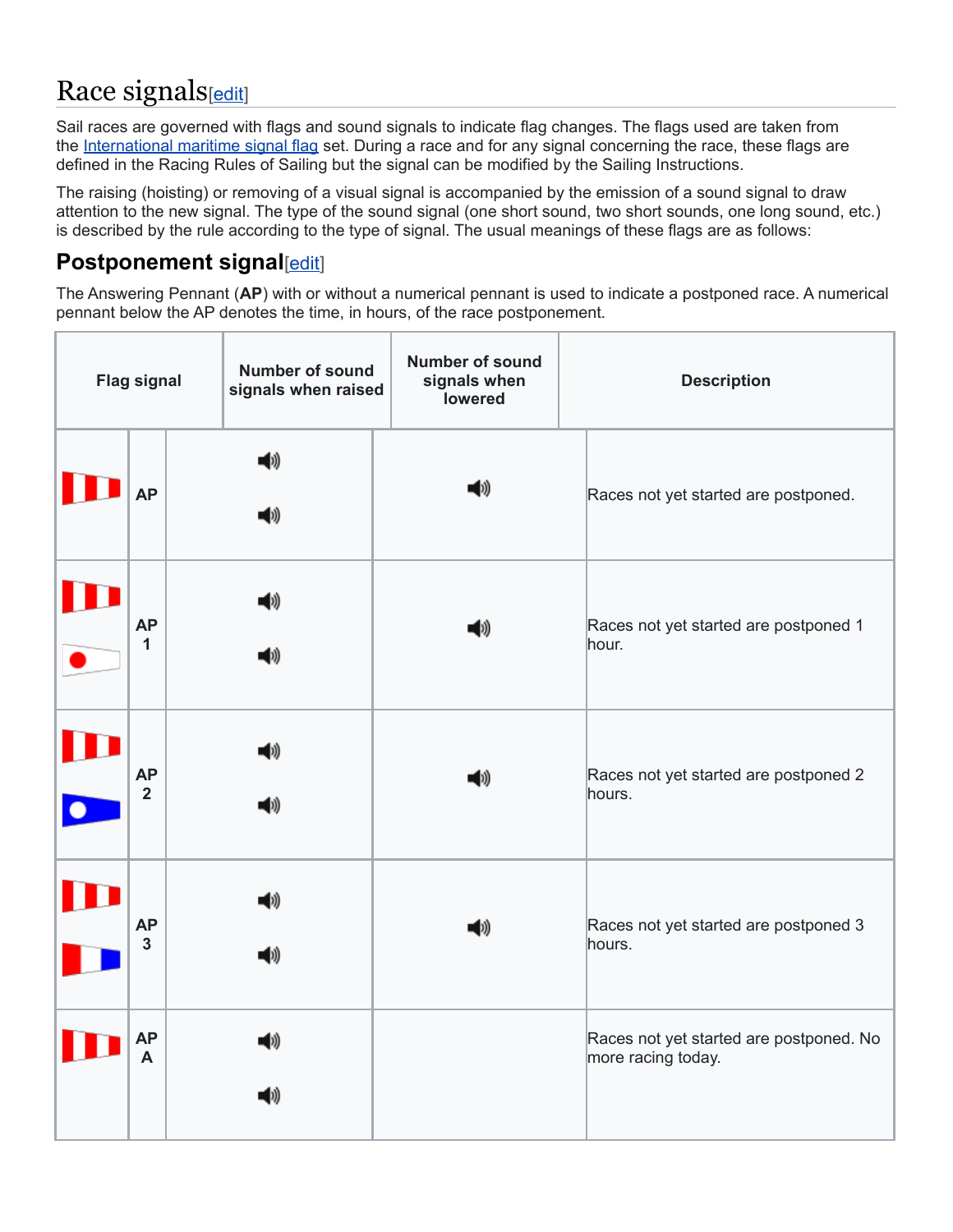# Race signals[edit]

Sail races are governed with flags and sound signals to indicate flag changes. The flags used are taken from the International maritime signal flag set. During a race and for any signal concerning the race, these flags are defined in the Racing Rules of Sailing but the signal can be modified by the Sailing Instructions.

The raising (hoisting) or removing of a visual signal is accompanied by the emission of a sound signal to draw attention to the new signal. The type of the sound signal (one short sound, two short sounds, one long sound, etc.) is described by the rule according to the type of signal. The usual meanings of these flags are as follows:

## Postponement signal[edit]

The Answering Pennant (**AP**) with or without a numerical pennant is used to indicate a postponed race. A numerical pennant below the AP denotes the time, in hours, of the race postponement.

| Flag signal | | Number of sound signals when raised | Number of sound signals when lowered | Description |
|---|---|---|---|---|
| | **AP** | 🔊 🔊 | 🔊 | Races not yet started are postponed. |
| | **AP 1** | 🔊 🔊 | 🔊 | Races not yet started are postponed 1 hour. |
| | **AP 2** | 🔊 🔊 | 🔊 | Races not yet started are postponed 2 hours. |
| | **AP 3** | 🔊 🔊 | 🔊 | Races not yet started are postponed 3 hours. |
| | **AP A** | 🔊 🔊 | | Races not yet started are postponed. No more racing today. |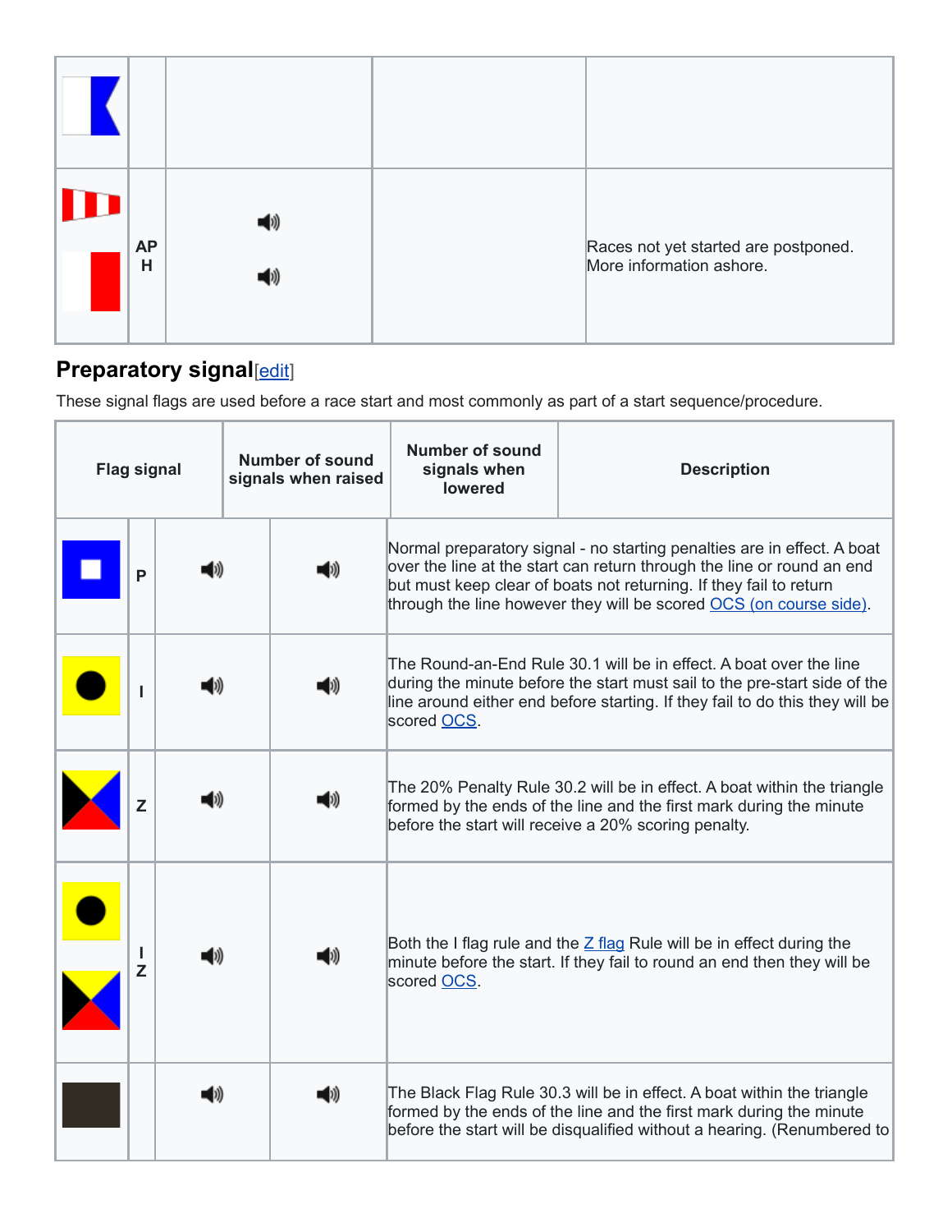| | | | | |
|---|---|---|---|---|
| | | | | |
| | AP H | 🔊 🔊 | | Races not yet started are postponed. More information ashore. |

## Preparatory signal[edit]

These signal flags are used before a race start and most commonly as part of a start sequence/procedure.

| Flag signal | | Number of sound signals when raised | Number of sound signals when lowered | Description |
|---|---|---|---|---|
| | P | 🔊 | 🔊 | Normal preparatory signal - no starting penalties are in effect. A boat over the line at the start can return through the line or round an end but must keep clear of boats not returning. If they fail to return through the line however they will be scored OCS (on course side). |
| | I | 🔊 | 🔊 | The Round-an-End Rule 30.1 will be in effect. A boat over the line during the minute before the start must sail to the pre-start side of the line around either end before starting. If they fail to do this they will be scored OCS. |
| | Z | 🔊 | 🔊 | The 20% Penalty Rule 30.2 will be in effect. A boat within the triangle formed by the ends of the line and the first mark during the minute before the start will receive a 20% scoring penalty. |
| | I Z | 🔊 | 🔊 | Both the I flag rule and the Z flag Rule will be in effect during the minute before the start. If they fail to round an end then they will be scored OCS. |
| | | 🔊 | 🔊 | The Black Flag Rule 30.3 will be in effect. A boat within the triangle formed by the ends of the line and the first mark during the minute before the start will be disqualified without a hearing. (Renumbered to |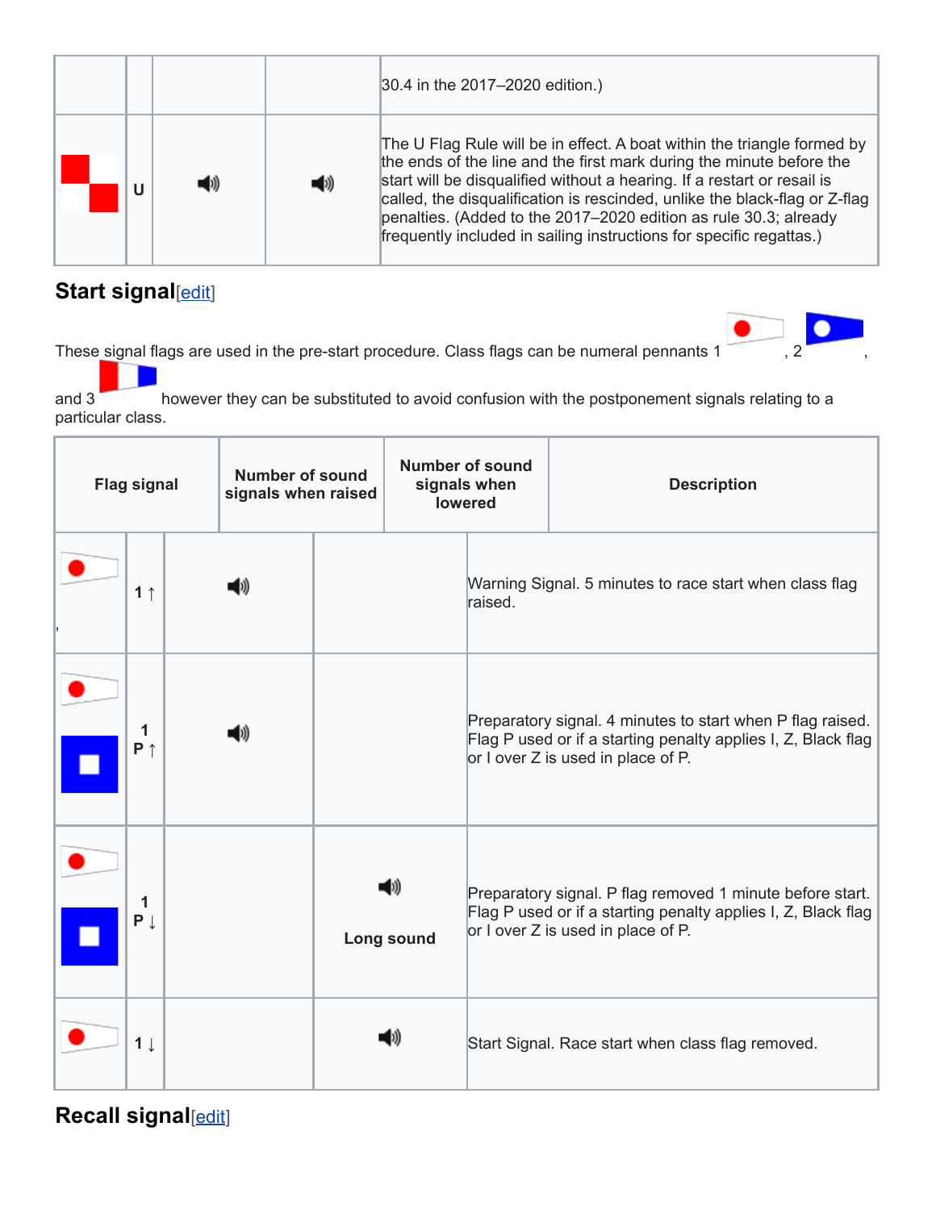| | | | | 30.4 in the 2017–2020 edition.) |
|---|---|---|---|---|
| | U | 🔊 | 🔊 | The U Flag Rule will be in effect. A boat within the triangle formed by the ends of the line and the first mark during the minute before the start will be disqualified without a hearing. If a restart or resail is called, the disqualification is rescinded, unlike the black-flag or Z-flag penalties. (Added to the 2017–2020 edition as rule 30.3; already frequently included in sailing instructions for specific regattas.) |

## Start signal[edit]

These signal flags are used in the pre-start procedure. Class flags can be numeral pennants 1 , 2 , and 3 however they can be substituted to avoid confusion with the postponement signals relating to a particular class.

| Flag signal | | Number of sound signals when raised | Number of sound signals when lowered | Description |
|---|---|---|---|---|
| , | 1 ↑ | 🔊 | | Warning Signal. 5 minutes to race start when class flag raised. |
| | 1 P ↑ | 🔊 | | Preparatory signal. 4 minutes to start when P flag raised. Flag P used or if a starting penalty applies I, Z, Black flag or I over Z is used in place of P. |
| | 1 P ↓ | | 🔊 Long sound | Preparatory signal. P flag removed 1 minute before start. Flag P used or if a starting penalty applies I, Z, Black flag or I over Z is used in place of P. |
| | 1 ↓ | | 🔊 | Start Signal. Race start when class flag removed. |

## Recall signal[edit]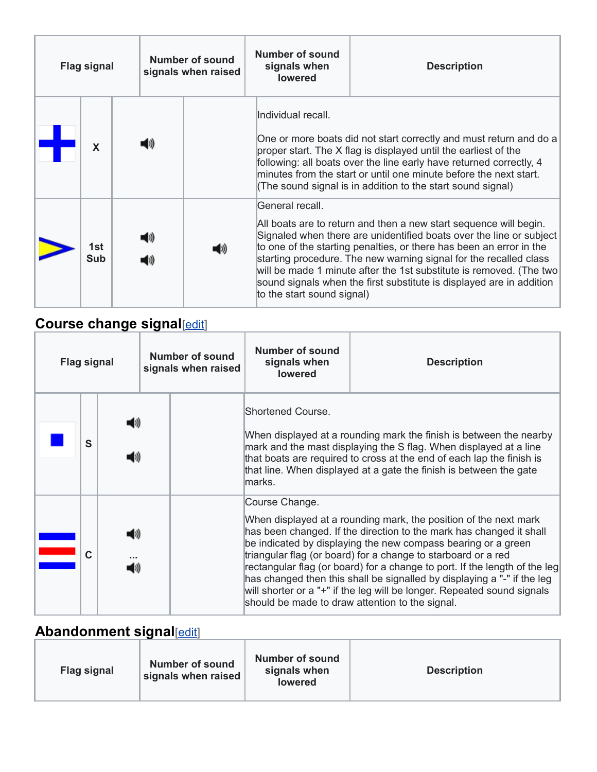| Flag signal | | Number of sound signals when raised | Number of sound signals when lowered | Description |
|---|---|---|---|---|
| | X | 🔊 | | Individual recall.<br><br>One or more boats did not start correctly and must return and do a proper start. The X flag is displayed until the earliest of the following: all boats over the line early have returned correctly, 4 minutes from the start or until one minute before the next start. (The sound signal is in addition to the start sound signal) |
| | 1st Sub | 🔊 🔊 | 🔊 | General recall.<br><br>All boats are to return and then a new start sequence will begin. Signaled when there are unidentified boats over the line or subject to one of the starting penalties, or there has been an error in the starting procedure. The new warning signal for the recalled class will be made 1 minute after the 1st substitute is removed. (The two sound signals when the first substitute is displayed are in addition to the start sound signal) |

## Course change signal[edit]

| Flag signal | | Number of sound signals when raised | Number of sound signals when lowered | Description |
|---|---|---|---|---|
| | S | 🔊 🔊 | | Shortened Course.<br><br>When displayed at a rounding mark the finish is between the nearby mark and the mast displaying the S flag. When displayed at a line that boats are required to cross at the end of each lap the finish is that line. When displayed at a gate the finish is between the gate marks. |
| | C | 🔊 ... 🔊 | | Course Change.<br><br>When displayed at a rounding mark, the position of the next mark has been changed. If the direction to the mark has changed it shall be indicated by displaying the new compass bearing or a green triangular flag (or board) for a change to starboard or a red rectangular flag (or board) for a change to port. If the length of the leg has changed then this shall be signalled by displaying a "-" if the leg will shorter or a "+" if the leg will be longer. Repeated sound signals should be made to draw attention to the signal. |

## Abandonment signal[edit]

| Flag signal | Number of sound signals when raised | Number of sound signals when lowered | Description |
|---|---|---|---|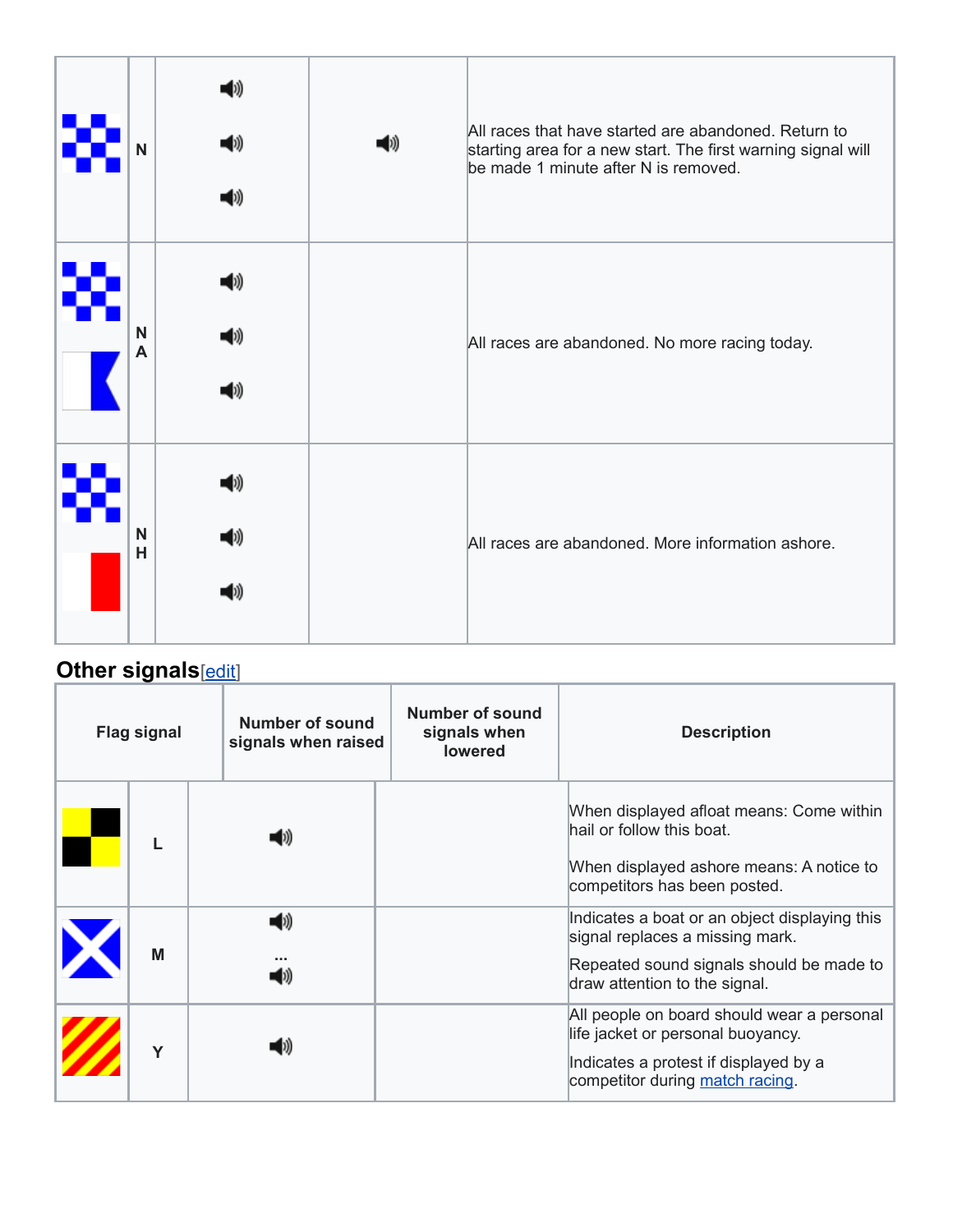| Flag signal | | Number of sound signals when raised | Number of sound signals when lowered | Description |
|---|---|---|---|---|
| | N | 3 | 1 | All races that have started are abandoned. Return to starting area for a new start. The first warning signal will be made 1 minute after N is removed. |
| | N A | 3 | | All races are abandoned. No more racing today. |
| | N H | 3 | | All races are abandoned. More information ashore. |

## Other signals[edit]

| Flag signal | | Number of sound signals when raised | Number of sound signals when lowered | Description |
|---|---|---|---|---|
| | L | 1 | | When displayed afloat means: Come within hail or follow this boat.<br><br>When displayed ashore means: A notice to competitors has been posted. |
| | M | 1 ... 1 | | Indicates a boat or an object displaying this signal replaces a missing mark.<br><br>Repeated sound signals should be made to draw attention to the signal. |
| | Y | 1 | | All people on board should wear a personal life jacket or personal buoyancy.<br><br>Indicates a protest if displayed by a competitor during match racing. |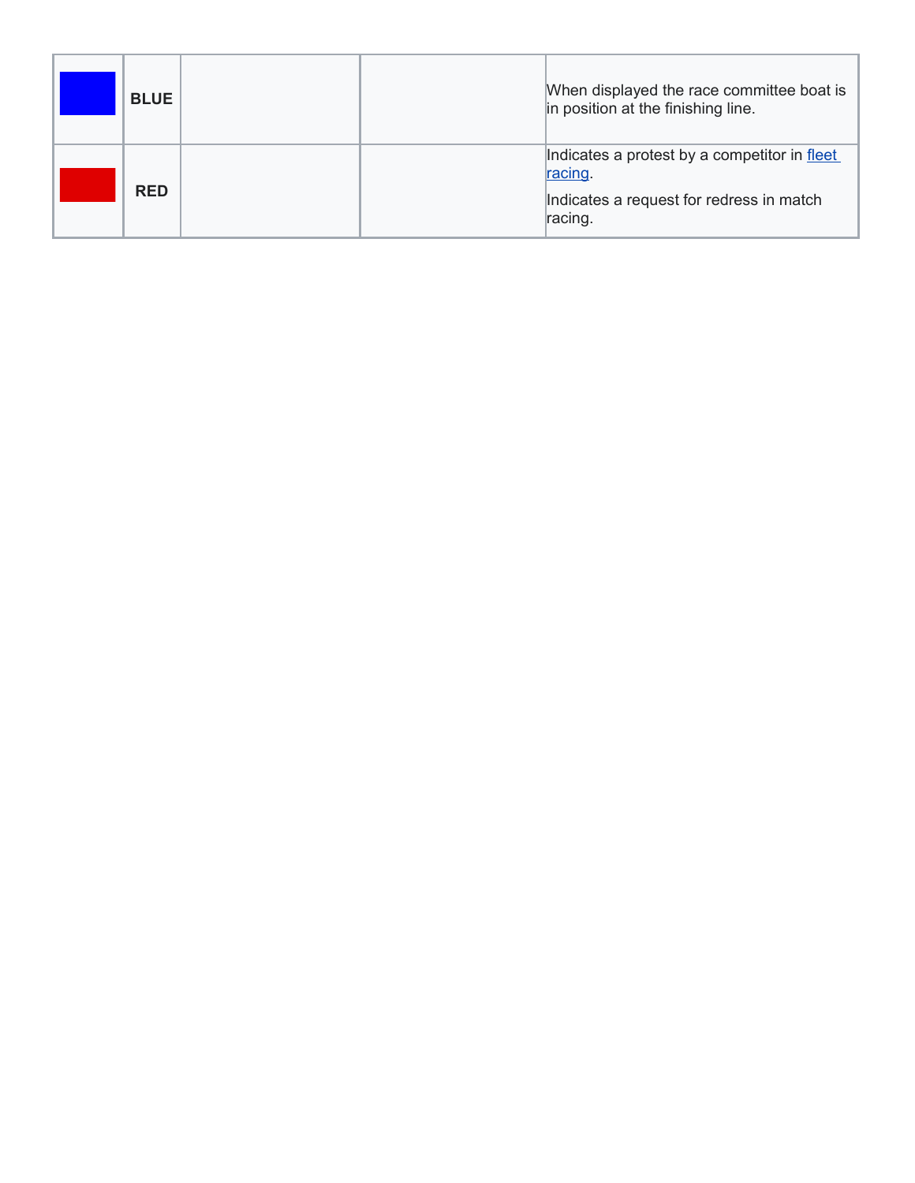| | | | | |
|---|---|---|---|---|
| | **BLUE** | | | When displayed the race committee boat is in position at the finishing line. |
| | **RED** | | | Indicates a protest by a competitor in fleet racing.<br><br>Indicates a request for redress in match racing. |